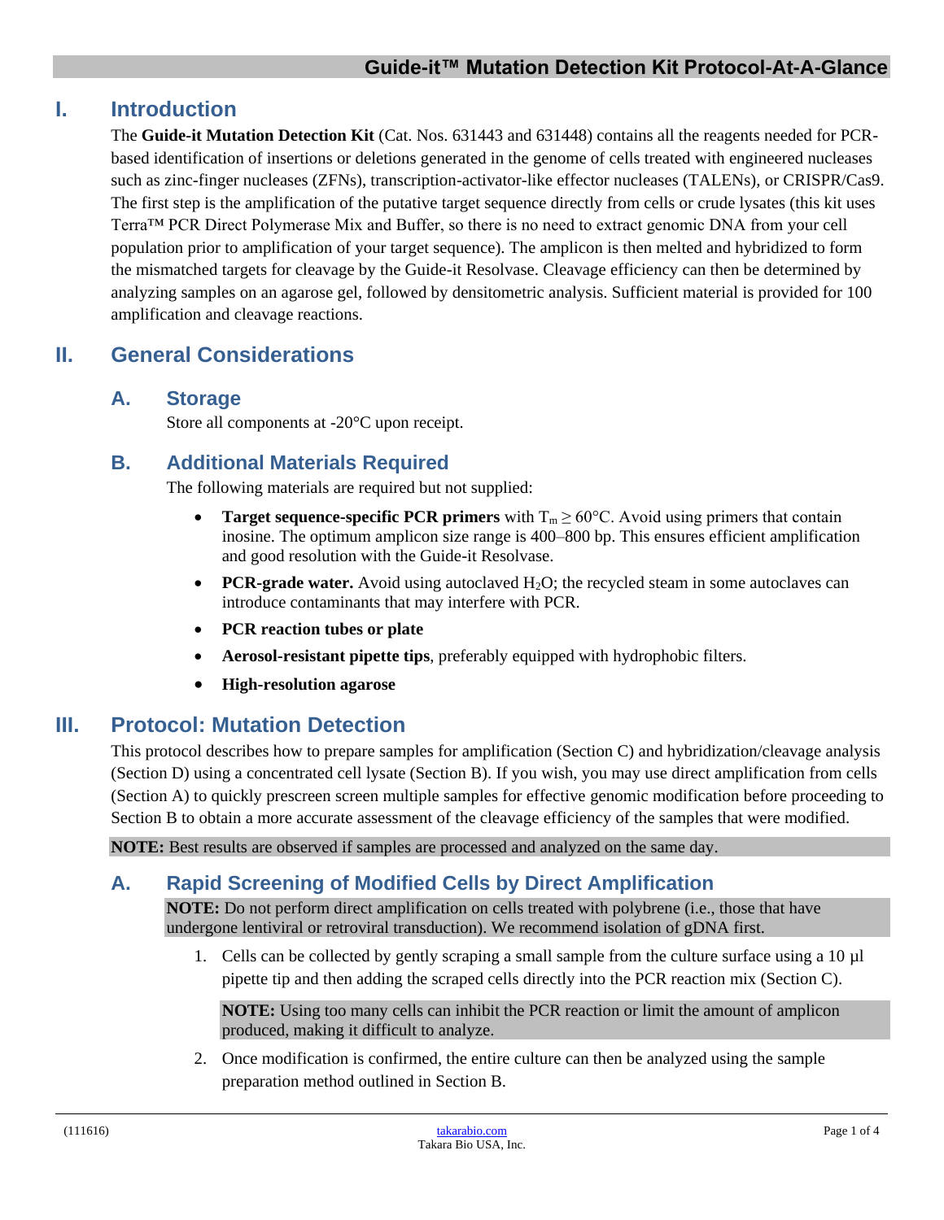# Guide-it™ Mutation Detection Kit Protocol-At-A-Glance

## I. Introduction

The **Guide-it Mutation Detection Kit** (Cat. Nos. 631443 and 631448) contains all the reagents needed for PCR-based identification of insertions or deletions generated in the genome of cells treated with engineered nucleases such as zinc-finger nucleases (ZFNs), transcription-activator-like effector nucleases (TALENs), or CRISPR/Cas9. The first step is the amplification of the putative target sequence directly from cells or crude lysates (this kit uses Terra™ PCR Direct Polymerase Mix and Buffer, so there is no need to extract genomic DNA from your cell population prior to amplification of your target sequence). The amplicon is then melted and hybridized to form the mismatched targets for cleavage by the Guide-it Resolvase. Cleavage efficiency can then be determined by analyzing samples on an agarose gel, followed by densitometric analysis. Sufficient material is provided for 100 amplification and cleavage reactions.

## II. General Considerations

### A. Storage

Store all components at -20°C upon receipt.

### B. Additional Materials Required

The following materials are required but not supplied:

- **Target sequence-specific PCR primers** with $T_m \geq 60°C$. Avoid using primers that contain inosine. The optimum amplicon size range is 400–800 bp. This ensures efficient amplification and good resolution with the Guide-it Resolvase.
- **PCR-grade water.** Avoid using autoclaved $H_2O$; the recycled steam in some autoclaves can introduce contaminants that may interfere with PCR.
- **PCR reaction tubes or plate**
- **Aerosol-resistant pipette tips**, preferably equipped with hydrophobic filters.
- **High-resolution agarose**

## III. Protocol: Mutation Detection

This protocol describes how to prepare samples for amplification (Section C) and hybridization/cleavage analysis (Section D) using a concentrated cell lysate (Section B). If you wish, you may use direct amplification from cells (Section A) to quickly prescreen screen multiple samples for effective genomic modification before proceeding to Section B to obtain a more accurate assessment of the cleavage efficiency of the samples that were modified.

**NOTE:** Best results are observed if samples are processed and analyzed on the same day.

### A. Rapid Screening of Modified Cells by Direct Amplification

**NOTE:** Do not perform direct amplification on cells treated with polybrene (i.e., those that have undergone lentiviral or retroviral transduction). We recommend isolation of gDNA first.

1. Cells can be collected by gently scraping a small sample from the culture surface using a 10 µl pipette tip and then adding the scraped cells directly into the PCR reaction mix (Section C).

   **NOTE:** Using too many cells can inhibit the PCR reaction or limit the amount of amplicon produced, making it difficult to analyze.

2. Once modification is confirmed, the entire culture can then be analyzed using the sample preparation method outlined in Section B.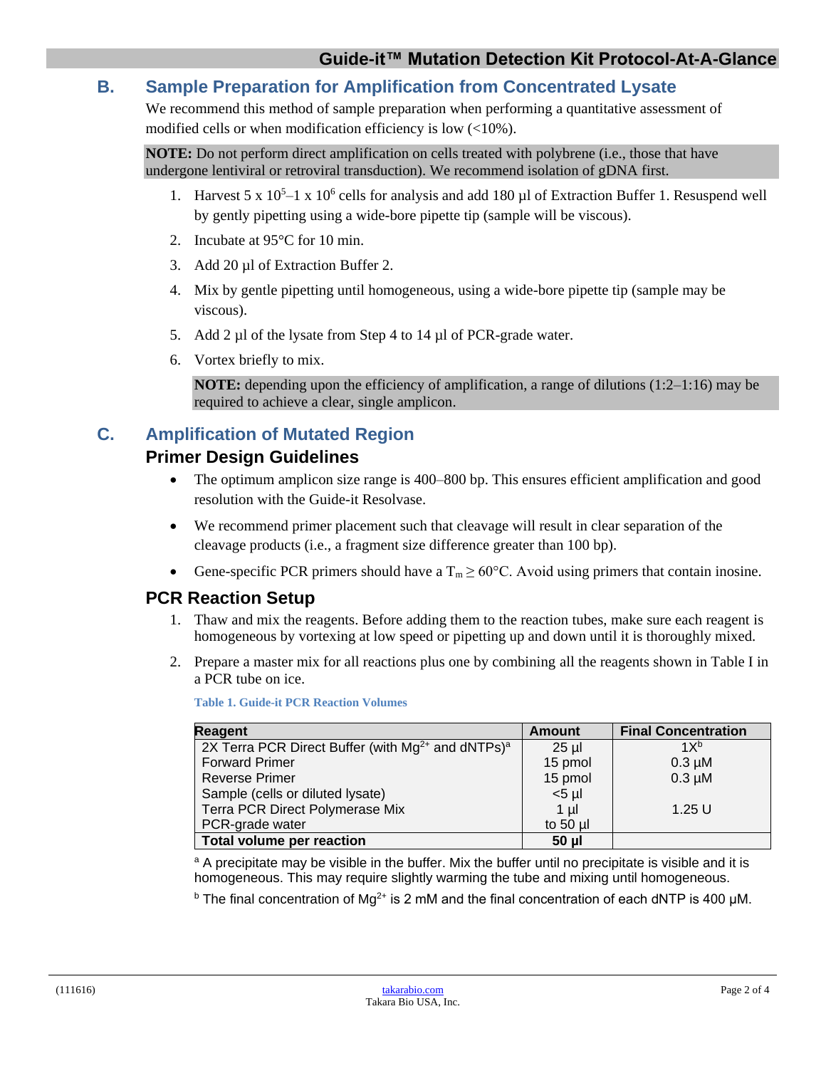## B. Sample Preparation for Amplification from Concentrated Lysate

We recommend this method of sample preparation when performing a quantitative assessment of modified cells or when modification efficiency is low (<10%).

**NOTE:** Do not perform direct amplification on cells treated with polybrene (i.e., those that have undergone lentiviral or retroviral transduction). We recommend isolation of gDNA first.

1. Harvest $5 \times 10^5$–$1 \times 10^6$ cells for analysis and add 180 µl of Extraction Buffer 1. Resuspend well by gently pipetting using a wide-bore pipette tip (sample will be viscous).
2. Incubate at 95°C for 10 min.
3. Add 20 µl of Extraction Buffer 2.
4. Mix by gentle pipetting until homogeneous, using a wide-bore pipette tip (sample may be viscous).
5. Add 2 µl of the lysate from Step 4 to 14 µl of PCR-grade water.
6. Vortex briefly to mix.

   **NOTE:** depending upon the efficiency of amplification, a range of dilutions (1:2–1:16) may be required to achieve a clear, single amplicon.

## C. Amplification of Mutated Region

### Primer Design Guidelines

- The optimum amplicon size range is 400–800 bp. This ensures efficient amplification and good resolution with the Guide-it Resolvase.
- We recommend primer placement such that cleavage will result in clear separation of the cleavage products (i.e., a fragment size difference greater than 100 bp).
- Gene-specific PCR primers should have a $T_m \geq 60$°C. Avoid using primers that contain inosine.

### PCR Reaction Setup

1. Thaw and mix the reagents. Before adding them to the reaction tubes, make sure each reagent is homogeneous by vortexing at low speed or pipetting up and down until it is thoroughly mixed.
2. Prepare a master mix for all reactions plus one by combining all the reagents shown in Table I in a PCR tube on ice.

**Table 1. Guide-it PCR Reaction Volumes**

| Reagent | Amount | Final Concentration |
|---|---|---|
| 2X Terra PCR Direct Buffer (with $Mg^{2+}$ and dNTPs)[a] | 25 µl | 1X[b] |
| Forward Primer | 15 pmol | 0.3 µM |
| Reverse Primer | 15 pmol | 0.3 µM |
| Sample (cells or diluted lysate) | <5 µl | |
| Terra PCR Direct Polymerase Mix | 1 µl | 1.25 U |
| PCR-grade water | to 50 µl | |
| **Total volume per reaction** | **50 µl** | |

[a] A precipitate may be visible in the buffer. Mix the buffer until no precipitate is visible and it is homogeneous. This may require slightly warming the tube and mixing until homogeneous.

[b] The final concentration of $Mg^{2+}$ is 2 mM and the final concentration of each dNTP is 400 µM.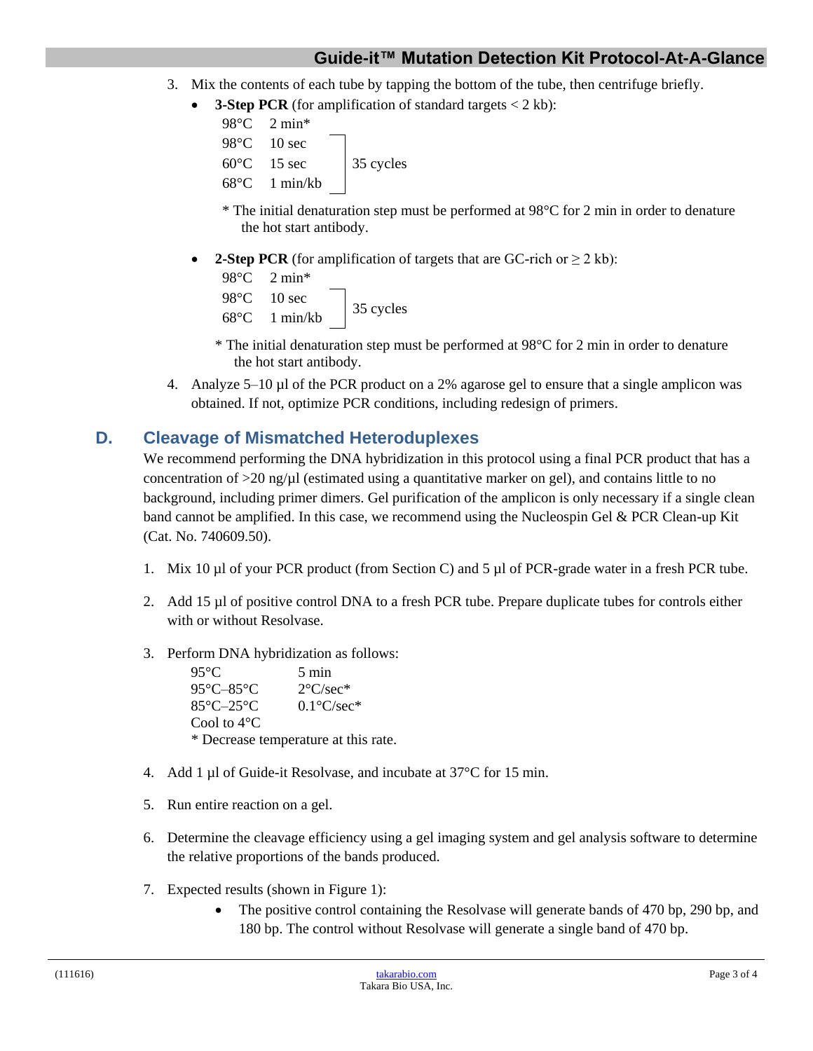3. Mix the contents of each tube by tapping the bottom of the tube, then centrifuge briefly.
   - **3-Step PCR** (for amplification of standard targets < 2 kb):

     98°C 2 min*

     | | | |
     |---|---|---|
     | 98°C | 10 sec | 35 cycles |
     | 60°C | 15 sec | |
     | 68°C | 1 min/kb | |

     * The initial denaturation step must be performed at 98°C for 2 min in order to denature the hot start antibody.

   - **2-Step PCR** (for amplification of targets that are GC-rich or ≥ 2 kb):

     98°C 2 min*

     | | | |
     |---|---|---|
     | 98°C | 10 sec | 35 cycles |
     | 68°C | 1 min/kb | |

     * The initial denaturation step must be performed at 98°C for 2 min in order to denature the hot start antibody.

4. Analyze 5–10 µl of the PCR product on a 2% agarose gel to ensure that a single amplicon was obtained. If not, optimize PCR conditions, including redesign of primers.

## D. Cleavage of Mismatched Heteroduplexes

We recommend performing the DNA hybridization in this protocol using a final PCR product that has a concentration of >20 ng/µl (estimated using a quantitative marker on gel), and contains little to no background, including primer dimers. Gel purification of the amplicon is only necessary if a single clean band cannot be amplified. In this case, we recommend using the Nucleospin Gel & PCR Clean-up Kit (Cat. No. 740609.50).

1. Mix 10 µl of your PCR product (from Section C) and 5 µl of PCR-grade water in a fresh PCR tube.
2. Add 15 µl of positive control DNA to a fresh PCR tube. Prepare duplicate tubes for controls either with or without Resolvase.
3. Perform DNA hybridization as follows:

   | | |
   |---|---|
   | 95°C | 5 min |
   | 95°C–85°C | 2°C/sec* |
   | 85°C–25°C | 0.1°C/sec* |
   | Cool to 4°C | |

   * Decrease temperature at this rate.
4. Add 1 µl of Guide-it Resolvase, and incubate at 37°C for 15 min.
5. Run entire reaction on a gel.
6. Determine the cleavage efficiency using a gel imaging system and gel analysis software to determine the relative proportions of the bands produced.
7. Expected results (shown in Figure 1):
   - The positive control containing the Resolvase will generate bands of 470 bp, 290 bp, and 180 bp. The control without Resolvase will generate a single band of 470 bp.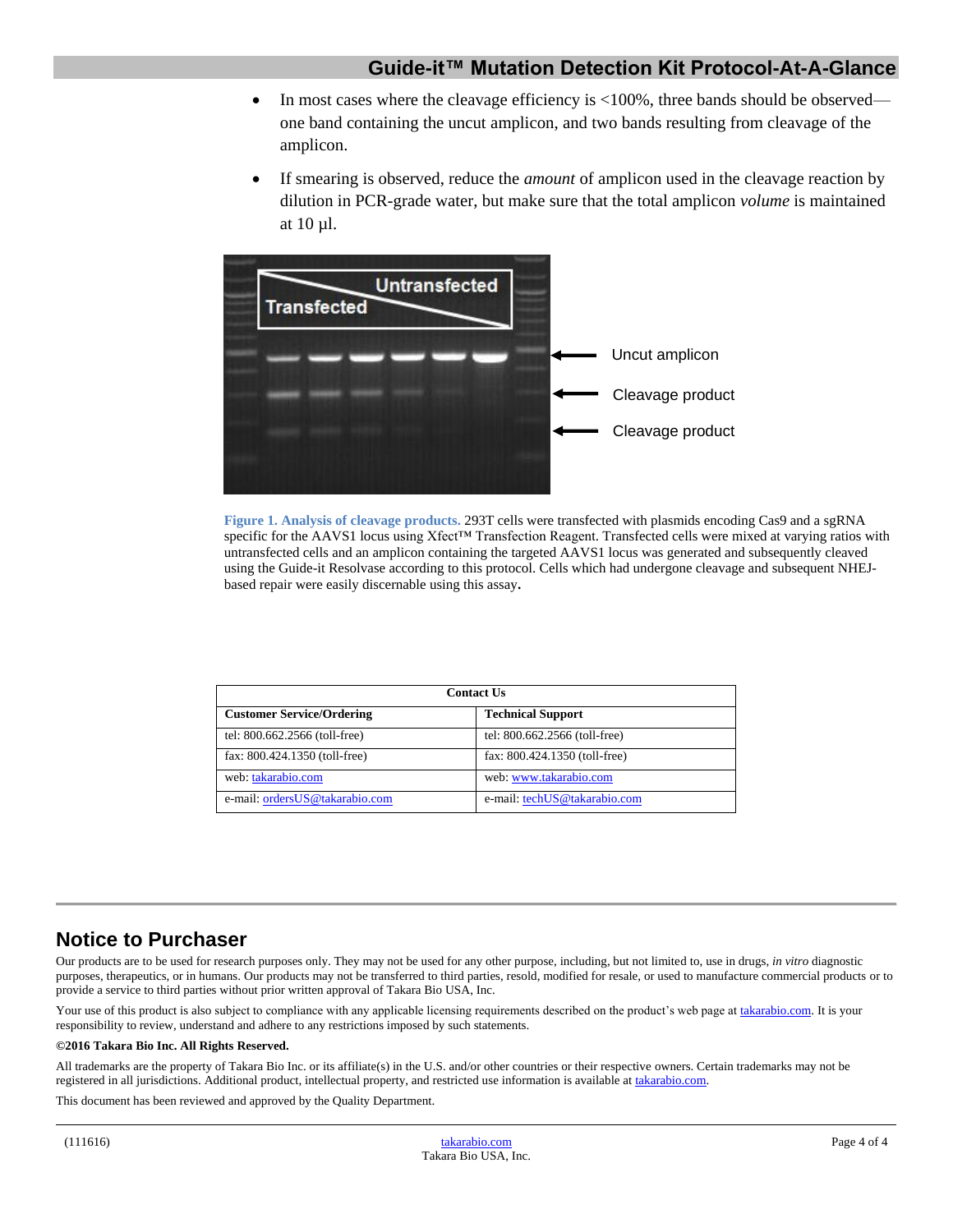- In most cases where the cleavage efficiency is <100%, three bands should be observed—one band containing the uncut amplicon, and two bands resulting from cleavage of the amplicon.
- If smearing is observed, reduce the *amount* of amplicon used in the cleavage reaction by dilution in PCR-grade water, but make sure that the total amplicon *volume* is maintained at 10 µl.

Transfected
Untransfected
Uncut amplicon
Cleavage product
Cleavage product

**Figure 1. Analysis of cleavage products.** 293T cells were transfected with plasmids encoding Cas9 and a sgRNA specific for the AAVS1 locus using Xfect™ Transfection Reagent. Transfected cells were mixed at varying ratios with untransfected cells and an amplicon containing the targeted AAVS1 locus was generated and subsequently cleaved using the Guide-it Resolvase according to this protocol. Cells which had undergone cleavage and subsequent NHEJ-based repair were easily discernable using this assay.

| **Contact Us** | |
|---|---|
| **Customer Service/Ordering** | **Technical Support** |
| tel: 800.662.2566 (toll-free) | tel: 800.662.2566 (toll-free) |
| fax: 800.424.1350 (toll-free) | fax: 800.424.1350 (toll-free) |
| web: takarabio.com | web: www.takarabio.com |
| e-mail: ordersUS@takarabio.com | e-mail: techUS@takarabio.com |

## Notice to Purchaser

Our products are to be used for research purposes only. They may not be used for any other purpose, including, but not limited to, use in drugs, *in vitro* diagnostic purposes, therapeutics, or in humans. Our products may not be transferred to third parties, resold, modified for resale, or used to manufacture commercial products or to provide a service to third parties without prior written approval of Takara Bio USA, Inc.

Your use of this product is also subject to compliance with any applicable licensing requirements described on the product's web page at takarabio.com. It is your responsibility to review, understand and adhere to any restrictions imposed by such statements.

**©2016 Takara Bio Inc. All Rights Reserved.**

All trademarks are the property of Takara Bio Inc. or its affiliate(s) in the U.S. and/or other countries or their respective owners. Certain trademarks may not be registered in all jurisdictions. Additional product, intellectual property, and restricted use information is available at takarabio.com.

This document has been reviewed and approved by the Quality Department.